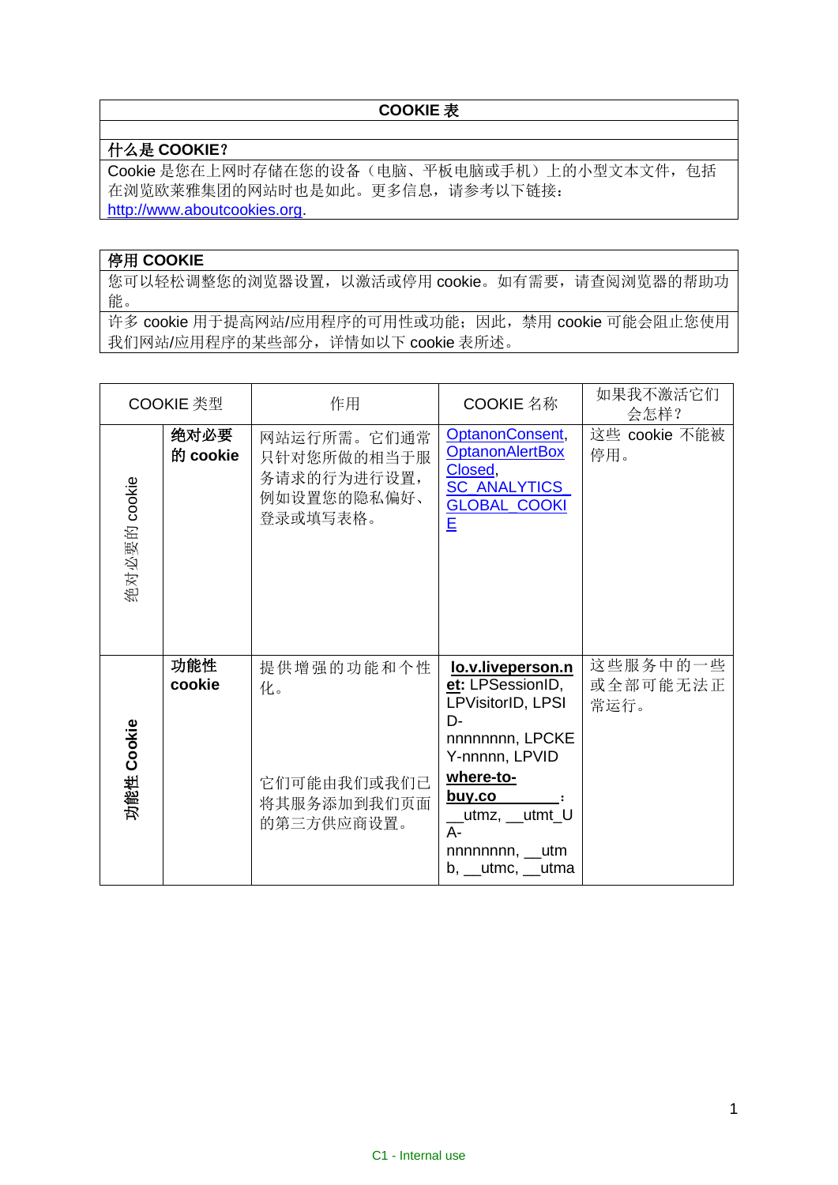| COOKIE 表 |
|---|
| |
| **什么是 COOKIE？** |
| Cookie 是您在上网时存储在您的设备（电脑、平板电脑或手机）上的小型文本文件，包括在浏览欧莱雅集团的网站时也是如此。更多信息，请参考以下链接：http://www.aboutcookies.org. |

| **停用 COOKIE** |
|---|
| 您可以轻松调整您的浏览器设置，以激活或停用 cookie。如有需要，请查阅浏览器的帮助功能。 |
| 许多 cookie 用于提高网站/应用程序的可用性或功能；因此，禁用 cookie 可能会阻止您使用我们网站/应用程序的某些部分，详情如以下 cookie 表所述。 |

| COOKIE 类型 | | 作用 | COOKIE 名称 | 如果我不激活它们会怎样？ |
|---|---|---|---|---|
| 绝对必要的 cookie | **绝对必要的 cookie** | 网站运行所需。它们通常只针对您所做的相当于服务请求的行为进行设置，例如设置您的隐私偏好、登录或填写表格。 | OptanonConsent, OptanonAlertBoxClosed, SC_ANALYTICS_GLOBAL_COOKIE | 这些 cookie 不能被停用。 |
| **功能性 Cookie** | **功能性 cookie** | 提供增强的功能和个性化。<br><br>它们可能由我们或我们已将其服务添加到我们页面的第三方供应商设置。 | **lo.v.liveperson.net:** LPSessionID, LPVisitorID, LPSID-nnnnnnnn, LPCKEY-nnnnn, LPVID<br>**where-to-buy.co:** __utmz, __utmt_UA-nnnnnnnn, __utmb, __utmc, __utma | 这些服务中的一些或全部可能无法正常运行。 |

C1 - Internal use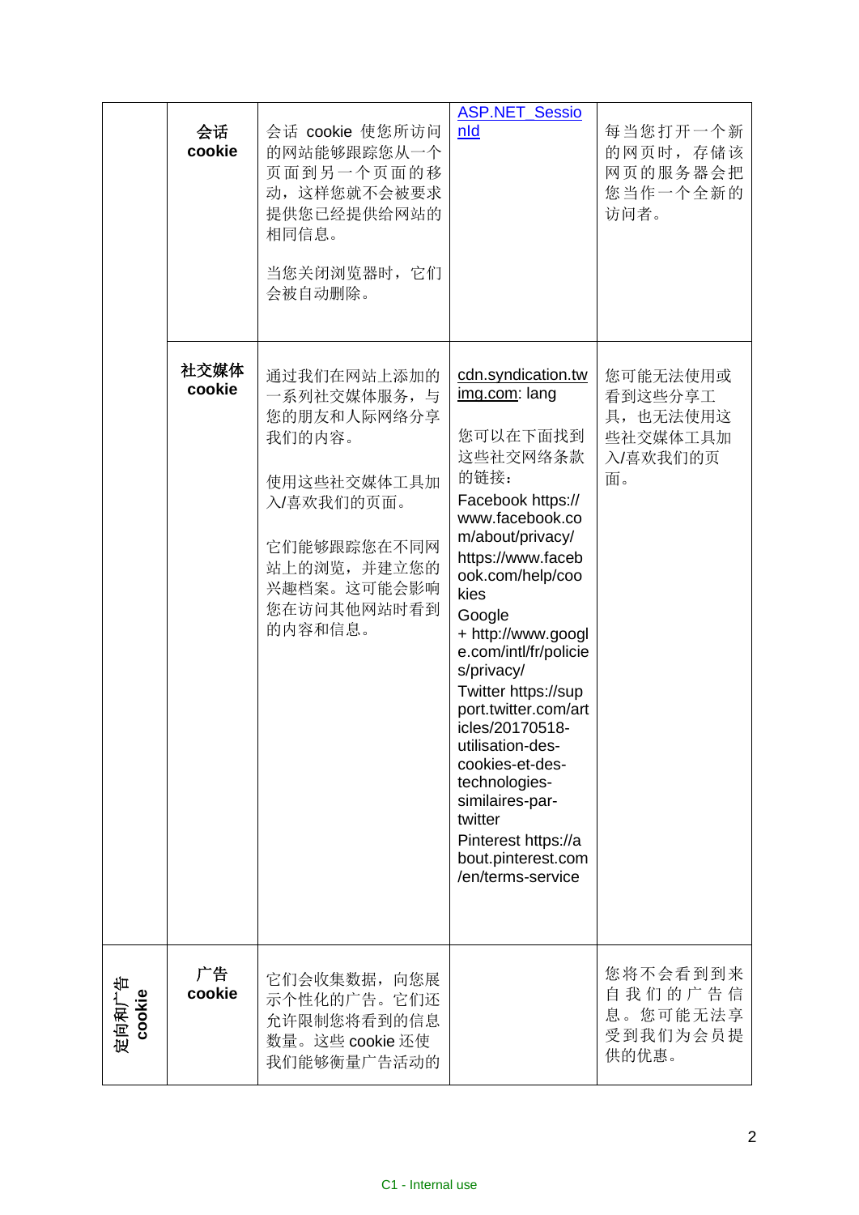| | | | | |
|---|---|---|---|---|
| | **会话 cookie** | 会话 cookie 使您所访问的网站能够跟踪您从一个页面到另一个页面的移动，这样您就不会被要求提供您已经提供给网站的相同信息。<br><br>当您关闭浏览器时，它们会被自动删除。 | ASP.NET_SessionId | 每当您打开一个新的网页时，存储该网页的服务器会把您当作一个全新的访问者。 |
| | **社交媒体 cookie** | 通过我们在网站上添加的一系列社交媒体服务，与您的朋友和人际网络分享我们的内容。<br><br>使用这些社交媒体工具加入/喜欢我们的页面。<br><br>它们能够跟踪您在不同网站上的浏览，并建立您的兴趣档案。这可能会影响您在访问其他网站时看到的内容和信息。 | cdn.syndication.twimg.com: lang<br><br>您可以在下面找到这些社交网络条款的链接：<br>Facebook https://www.facebook.com/about/privacy/ https://www.facebook.com/help/cookies<br>Google + http://www.google.com/intl/fr/policies/privacy/<br>Twitter https://support.twitter.com/articles/20170518-utilisation-des-cookies-et-des-technologies-similaires-par-twitter<br>Pinterest https://about.pinterest.com/en/terms-service | 您可能无法使用或看到这些分享工具，也无法使用这些社交媒体工具加入/喜欢我们的页面。 |
| **定向和广告 cookie** | **广告 cookie** | 它们会收集数据，向您展示个性化的广告。它们还允许限制您将看到的信息数量。这些 cookie 还使我们能够衡量广告活动的 | | 您将不会看到到来自我们的广告信息。您可能无法享受到我们为会员提供的优惠。 |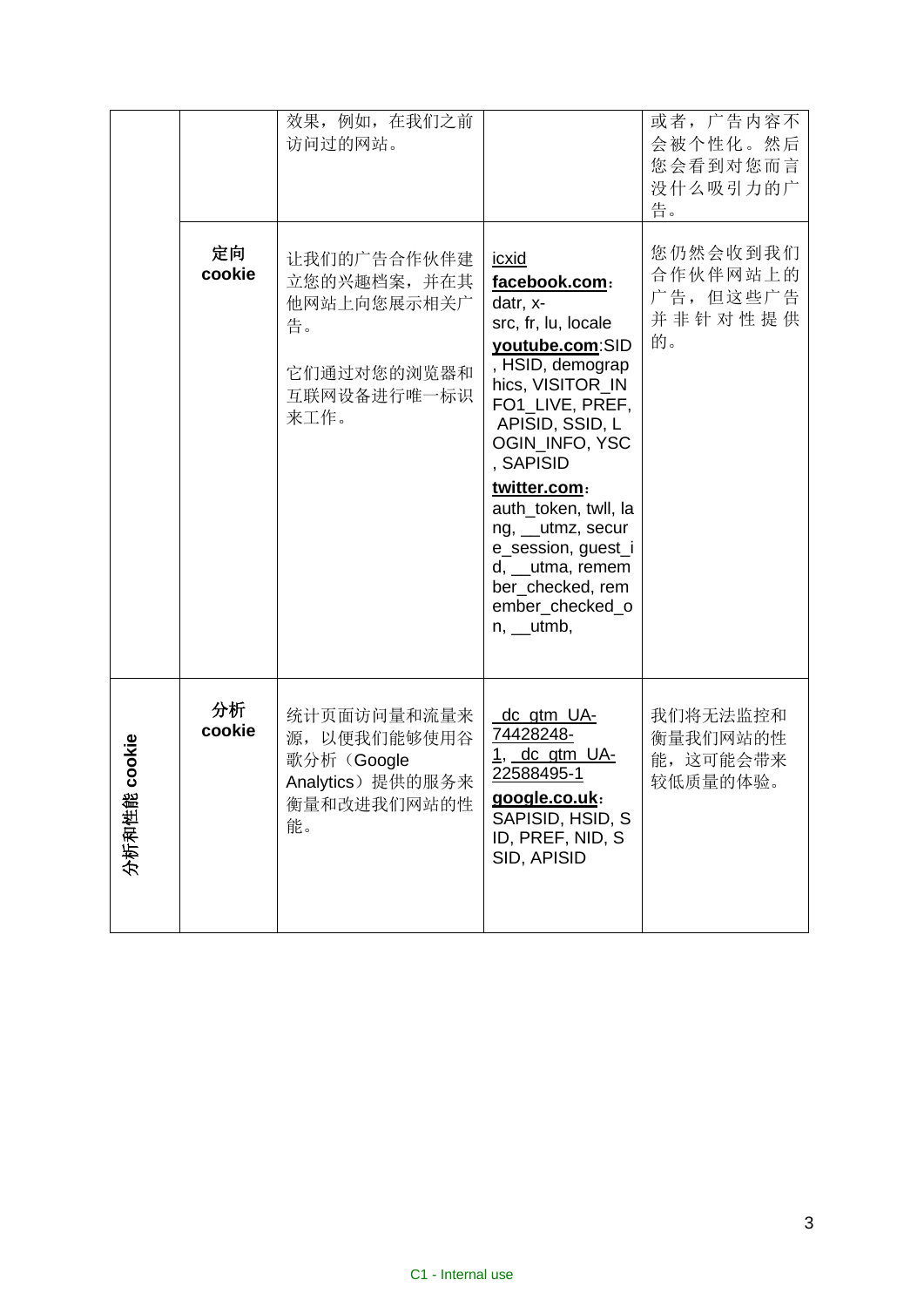| | | | | |
|---|---|---|---|---|
| | | 效果，例如，在我们之前访问过的网站。 | | 或者，广告内容不会被个性化。然后您会看到对您而言没什么吸引力的广告。 |
| | **定向 cookie** | 让我们的广告合作伙伴建立您的兴趣档案，并在其他网站上向您展示相关广告。<br><br>它们通过对您的浏览器和互联网设备进行唯一标识来工作。 | icxid<br>**facebook.com**：datr, x-src, fr, lu, locale<br>**youtube.com**:SID, HSID, demographics, VISITOR_INFO1_LIVE, PREF, APISID, SSID, LOGIN_INFO, YSC, SAPISID<br>**twitter.com**：auth_token, twll, lang, __utmz, secure_session, guest_id, __utma, remember_checked, remember_checked_on, __utmb, | 您仍然会收到我们合作伙伴网站上的广告，但这些广告并非针对性提供的。 |
| 分析和性能 cookie | **分析 cookie** | 统计页面访问量和流量来源，以便我们能够使用谷歌分析（Google Analytics）提供的服务来衡量和改进我们网站的性能。 | _dc_gtm_UA-74428248-1, _dc_gtm_UA-22588495-1<br>**google.co.uk**：SAPISID, HSID, SID, PREF, NID, SSID, APISID | 我们将无法监控和衡量我们网站的性能，这可能会带来较低质量的体验。 |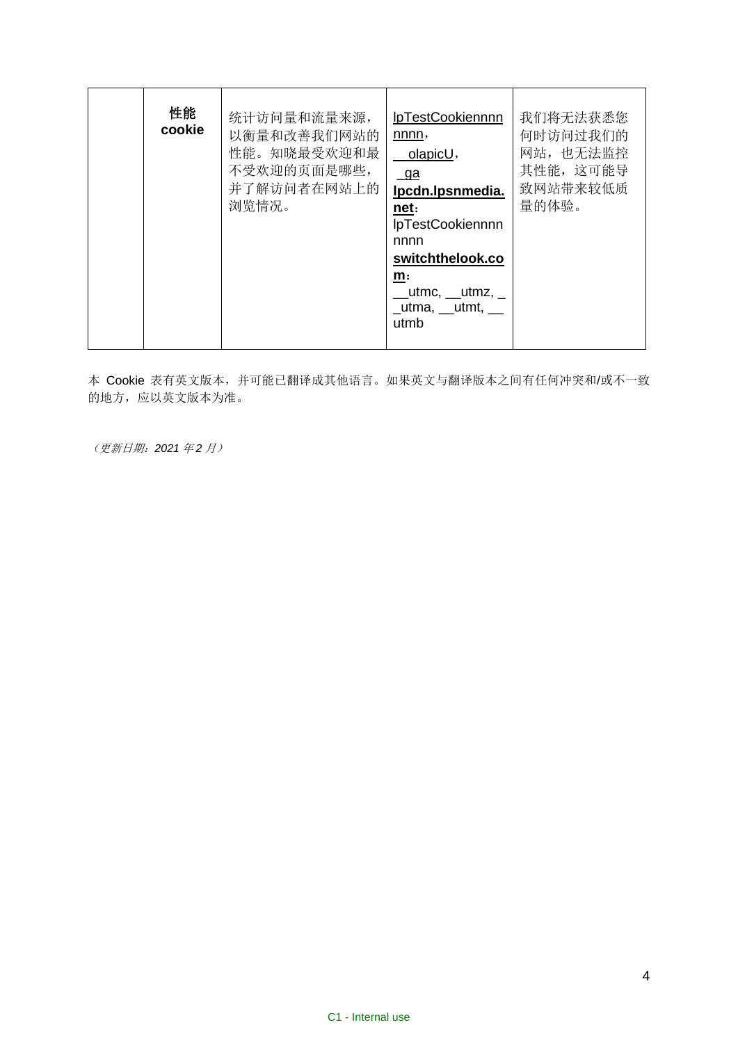| | | | | |
|---|---|---|---|---|
| | **性能 cookie** | 统计访问量和流量来源，以衡量和改善我们网站的性能。知晓最受欢迎和最不受欢迎的页面是哪些，并了解访问者在网站上的浏览情况。 | lpTestCookiennnnnnnn，__olapicU，_ga **lpcdn.lpsnmedia.net**：lpTestCookiennnnnnnn **switchthelook.com**：__utmc, __utmz, __utma, __utmt, __utmb | 我们将无法获悉您何时访问过我们的网站，也无法监控其性能，这可能导致网站带来较低质量的体验。 |

本 Cookie 表有英文版本，并可能已翻译成其他语言。如果英文与翻译版本之间有任何冲突和/或不一致的地方，应以英文版本为准。

*（更新日期：2021 年 2 月）*